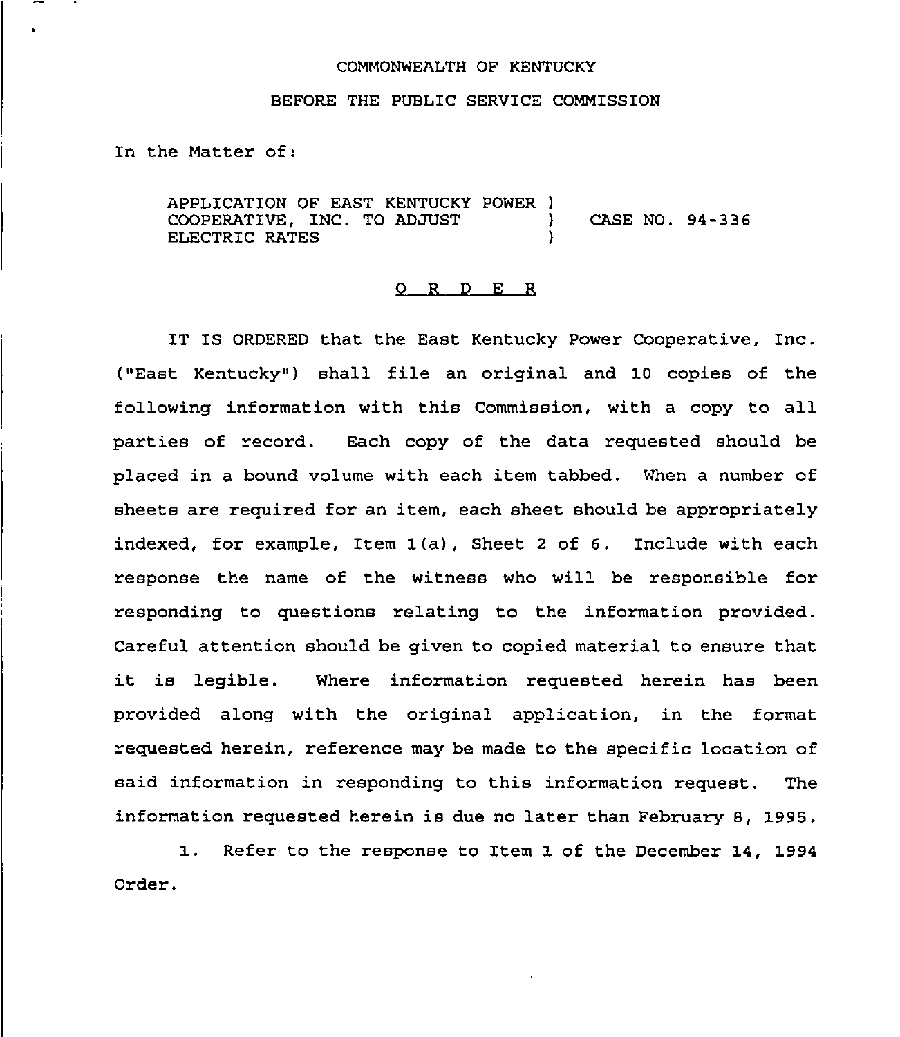COMMONWEALTH OF KENTUCKY

BEFORE THE PUBLIC SERVICE COMMISSION

In the Matter of:

| | | |
|---|---|---|
| APPLICATION OF EAST KENTUCKY POWER COOPERATIVE, INC. TO ADJUST ELECTRIC RATES | ) ) ) | CASE NO. 94-336 |

# O R D E R

IT IS ORDERED that the East Kentucky Power Cooperative, Inc. ("East Kentucky") shall file an original and 10 copies of the following information with this Commission, with a copy to all parties of record. Each copy of the data requested should be placed in a bound volume with each item tabbed. When a number of sheets are required for an item, each sheet should be appropriately indexed, for example, Item 1(a), Sheet 2 of 6. Include with each response the name of the witness who will be responsible for responding to questions relating to the information provided. Careful attention should be given to copied material to ensure that it is legible. Where information requested herein has been provided along with the original application, in the format requested herein, reference may be made to the specific location of said information in responding to this information request. The information requested herein is due no later than February 8, 1995.

1. Refer to the response to Item 1 of the December 14, 1994 Order.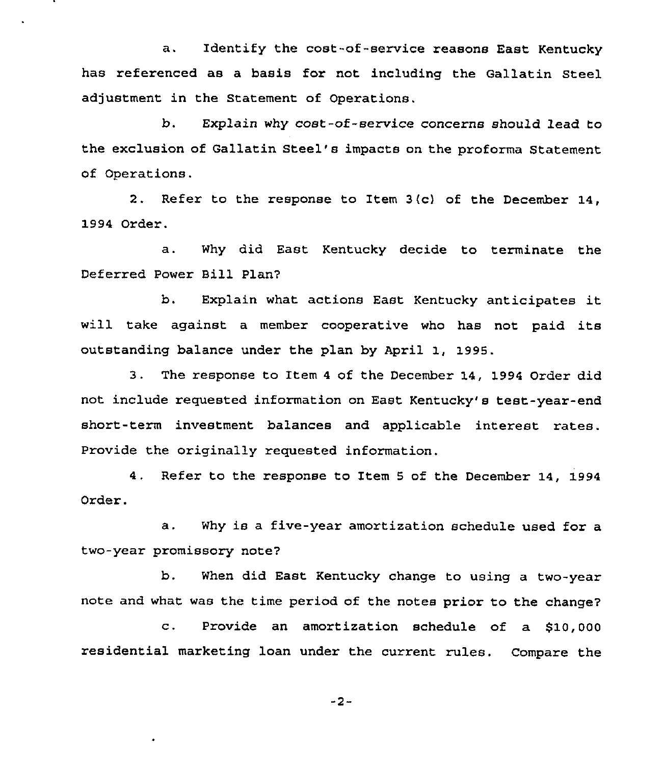a. Identify the cost-of-service reasons East Kentucky has referenced as a basis for not including the Gallatin Steel adjustment in the Statement of Operations.

b. Explain why cost-of-service concerns should lead to the exclusion of Gallatin Steel's impacts on the proforma Statement of Operations.

2. Refer to the response to Item 3(c) of the December 14, 1994 Order.

a. Why did East Kentucky decide to terminate the Deferred Power Bill Plan?

b. Explain what actions East Kentucky anticipates it will take against a member cooperative who has not paid its outstanding balance under the plan by April 1, 1995.

3. The response to Item 4 of the December 14, 1994 Order did not include requested information on East Kentucky's test-year-end short-term investment balances and applicable interest rates. Provide the originally requested information.

4. Refer to the response to Item 5 of the December 14, 1994 Order.

a. Why is a five-year amortization schedule used for a two-year promissory note?

b. When did East Kentucky change to using a two-year note and what was the time period of the notes prior to the change?

c. Provide an amortization schedule of a $10,000 residential marketing loan under the current rules. Compare the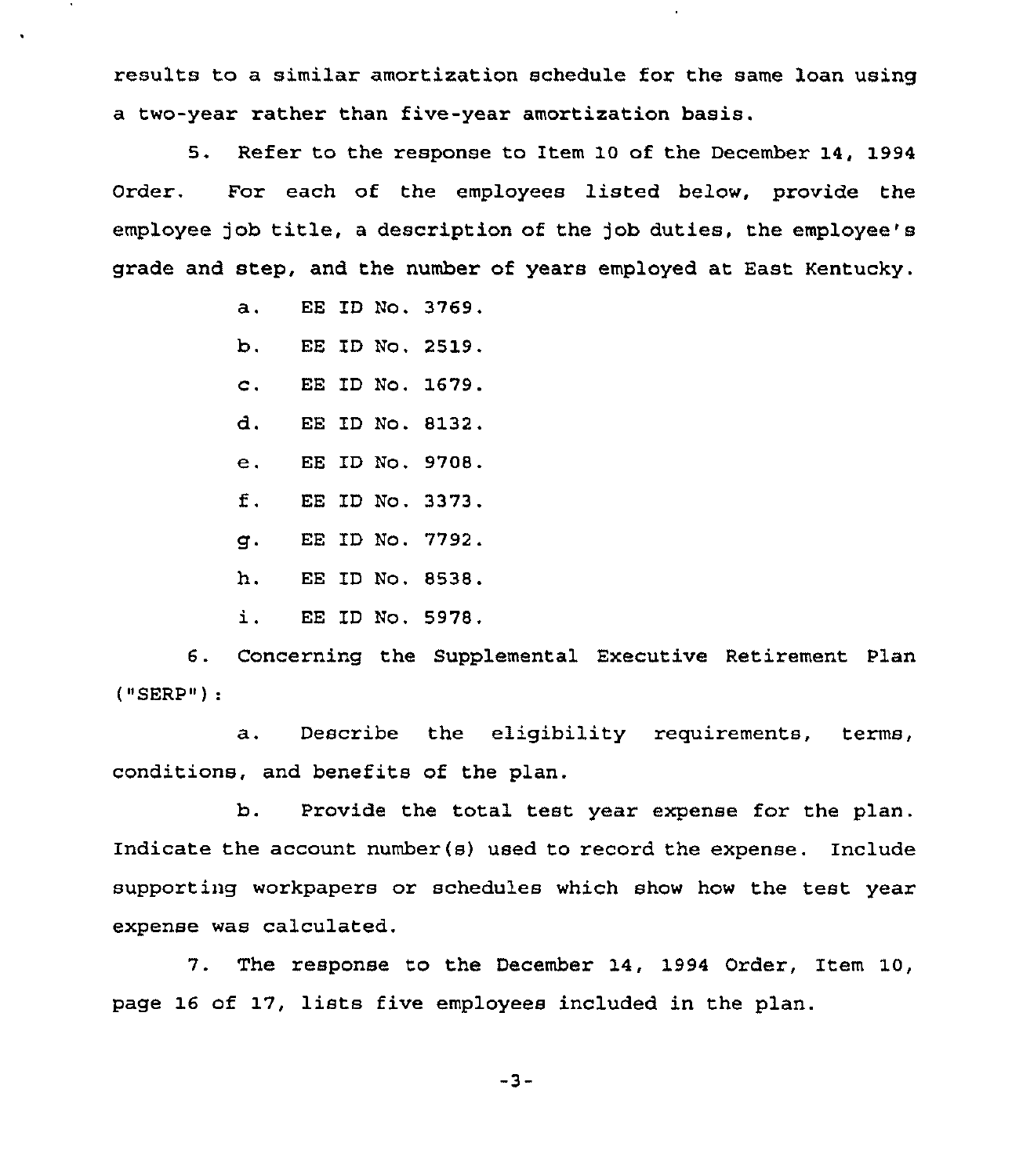results to a similar amortization schedule for the same loan using a two-year rather than five-year amortization basis.

5. Refer to the response to Item 10 of the December 14, 1994 Order. For each of the employees listed below, provide the employee job title, a description of the job duties, the employee's grade and step, and the number of years employed at East Kentucky.

a. EE ID No. 3769.

b. EE ID No. 2519.

c. EE ID No. 1679.

d. EE ID No. 8132.

e. EE ID No. 9708.

f. EE ID No. 3373.

g. EE ID No. 7792.

h. EE ID No. 8538.

i. EE ID No. 5978.

6. Concerning the Supplemental Executive Retirement Plan ("SERP"):

a. Describe the eligibility requirements, terms, conditions, and benefits of the plan.

b. Provide the total test year expense for the plan. Indicate the account number(s) used to record the expense. Include supporting workpapers or schedules which show how the test year expense was calculated.

7. The response to the December 14, 1994 Order, Item 10, page 16 of 17, lists five employees included in the plan.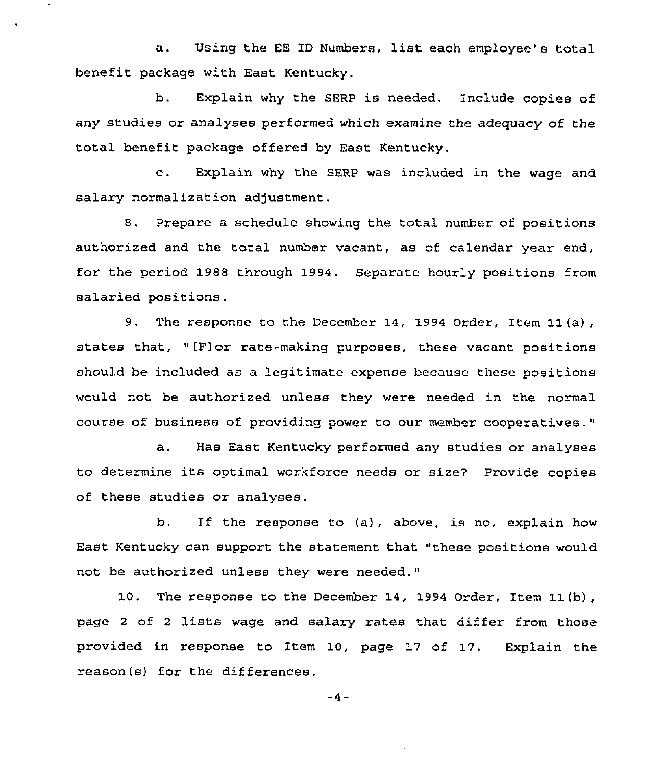a. Using the EE ID Numbers, list each employee's total benefit package with East Kentucky.

b. Explain why the SERP is needed. Include copies of any studies or analyses performed which examine the adequacy of the total benefit package offered by East Kentucky.

c. Explain why the SERP was included in the wage and salary normalization adjustment.

8. Prepare a schedule showing the total number of positions authorized and the total number vacant, as of calendar year end, for the period 1988 through 1994. Separate hourly positions from salaried positions.

9. The response to the December 14, 1994 Order, Item 11(a), states that, "[F]or rate-making purposes, these vacant positions should be included as a legitimate expense because these positions would not be authorized unless they were needed in the normal course of business of providing power to our member cooperatives."

a. Has East Kentucky performed any studies or analyses to determine its optimal workforce needs or size? Provide copies of these studies or analyses.

b. If the response to (a), above, is no, explain how East Kentucky can support the statement that "these positions would not be authorized unless they were needed."

10. The response to the December 14, 1994 Order, Item 11(b), page 2 of 2 lists wage and salary rates that differ from those provided in response to Item 10, page 17 of 17. Explain the reason(s) for the differences.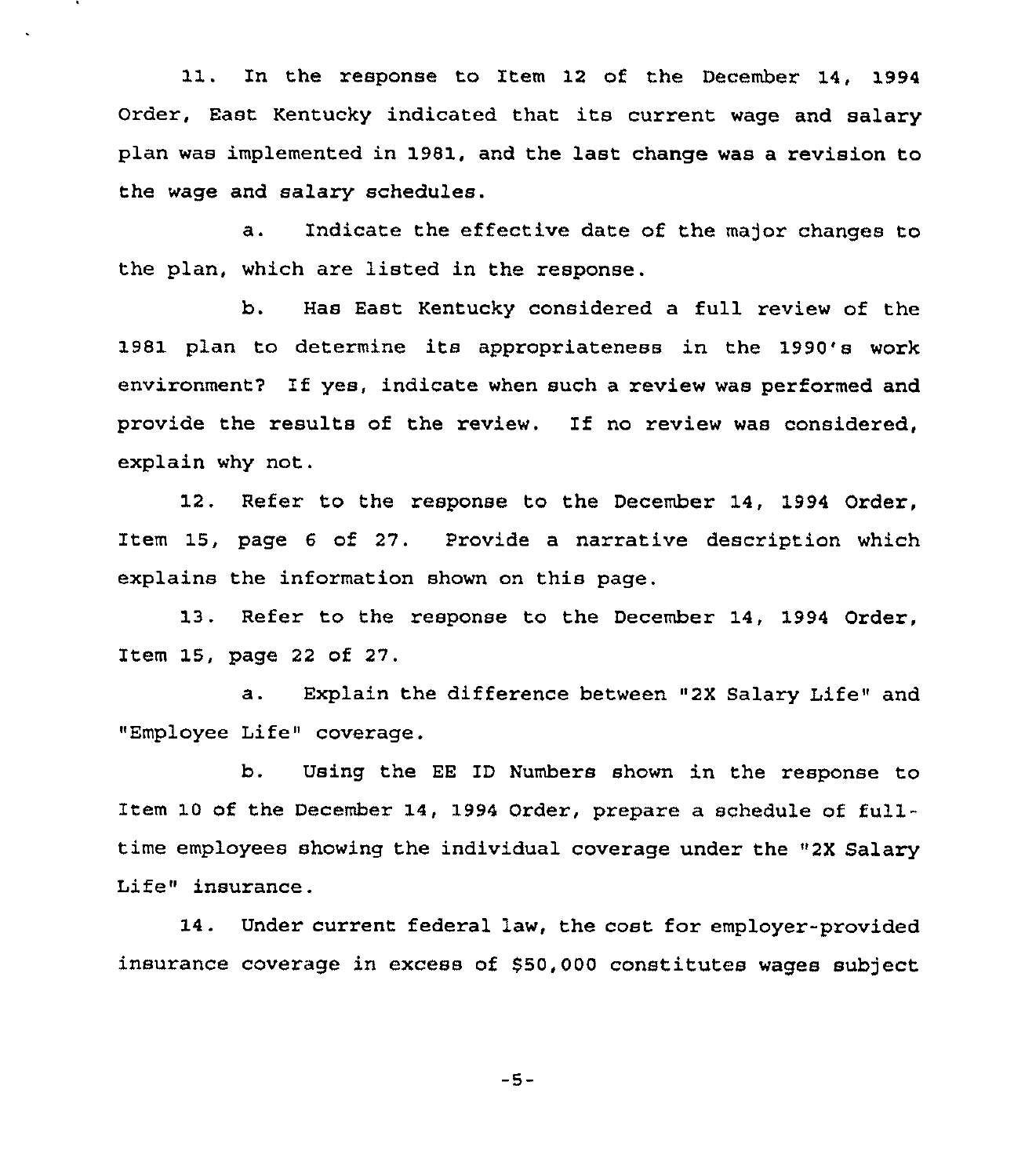11. In the response to Item 12 of the December 14, 1994 Order, East Kentucky indicated that its current wage and salary plan was implemented in 1981, and the last change was a revision to the wage and salary schedules.

a. Indicate the effective date of the major changes to the plan, which are listed in the response.

b. Has East Kentucky considered a full review of the 1981 plan to determine its appropriateness in the 1990's work environment? If yes, indicate when such a review was performed and provide the results of the review. If no review was considered, explain why not.

12. Refer to the response to the December 14, 1994 Order, Item 15, page 6 of 27. Provide a narrative description which explains the information shown on this page.

13. Refer to the response to the December 14, 1994 Order, Item 15, page 22 of 27.

a. Explain the difference between "2X Salary Life" and "Employee Life" coverage.

b. Using the EE ID Numbers shown in the response to Item 10 of the December 14, 1994 Order, prepare a schedule of full-time employees showing the individual coverage under the "2X Salary Life" insurance.

14. Under current federal law, the cost for employer-provided insurance coverage in excess of $50,000 constitutes wages subject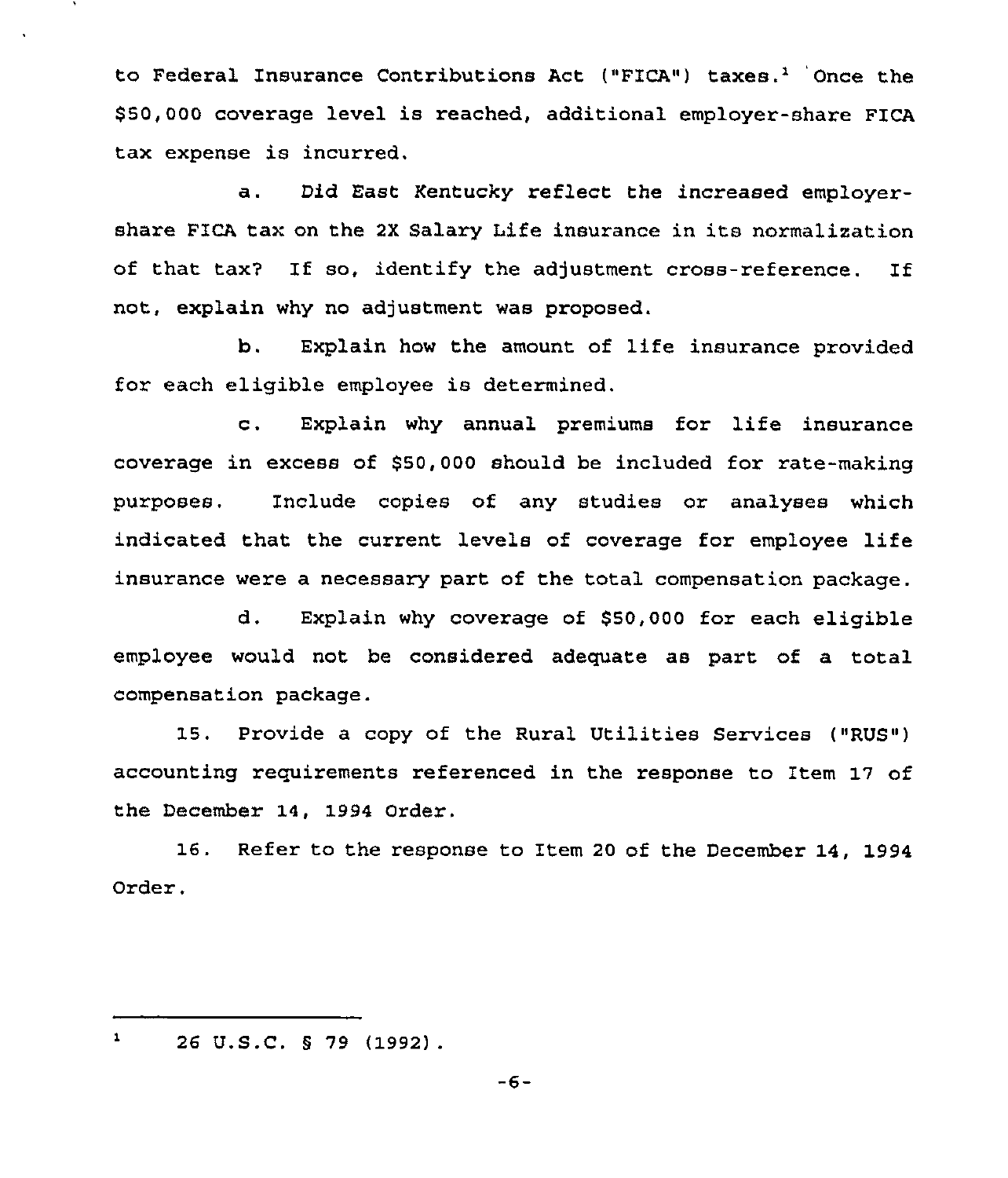to Federal Insurance Contributions Act ("FICA") taxes.[1] Once the $50,000 coverage level is reached, additional employer-share FICA tax expense is incurred.

a. Did East Kentucky reflect the increased employer-share FICA tax on the 2X Salary Life insurance in its normalization of that tax? If so, identify the adjustment cross-reference. If not, explain why no adjustment was proposed.

b. Explain how the amount of life insurance provided for each eligible employee is determined.

c. Explain why annual premiums for life insurance coverage in excess of $50,000 should be included for rate-making purposes. Include copies of any studies or analyses which indicated that the current levels of coverage for employee life insurance were a necessary part of the total compensation package.

d. Explain why coverage of $50,000 for each eligible employee would not be considered adequate as part of a total compensation package.

15. Provide a copy of the Rural Utilities Services ("RUS") accounting requirements referenced in the response to Item 17 of the December 14, 1994 Order.

16. Refer to the response to Item 20 of the December 14, 1994 Order.

---

[1] 26 U.S.C. § 79 (1992).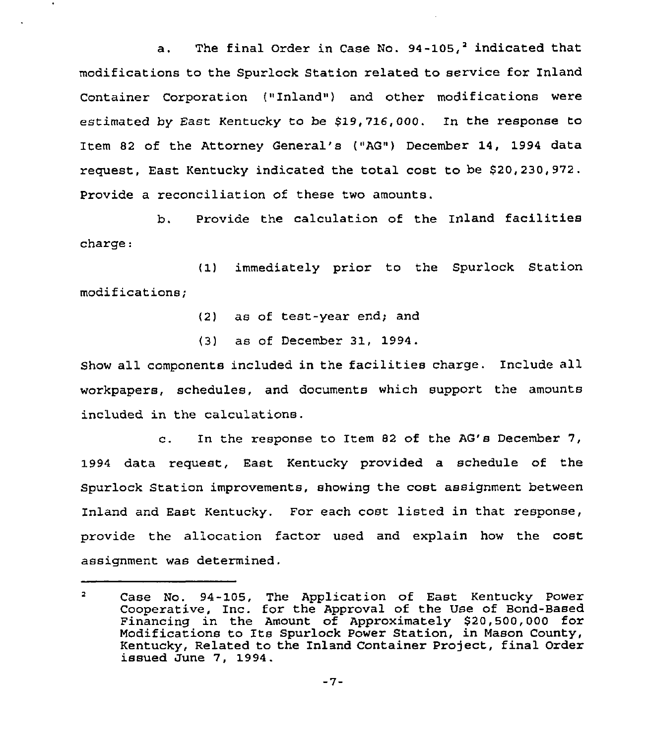a. The final Order in Case No. 94-105,[2] indicated that modifications to the Spurlock Station related to service for Inland Container Corporation ("Inland") and other modifications were estimated by East Kentucky to be $19,716,000. In the response to Item 82 of the Attorney General's ("AG") December 14, 1994 data request, East Kentucky indicated the total cost to be $20,230,972. Provide a reconciliation of these two amounts.

b. Provide the calculation of the Inland facilities charge:

(1) immediately prior to the Spurlock Station modifications;

(2) as of test-year end; and

(3) as of December 31, 1994.

Show all components included in the facilities charge. Include all workpapers, schedules, and documents which support the amounts included in the calculations.

c. In the response to Item 82 of the AG's December 7, 1994 data request, East Kentucky provided a schedule of the Spurlock Station improvements, showing the cost assignment between Inland and East Kentucky. For each cost listed in that response, provide the allocation factor used and explain how the cost assignment was determined.

---

[2] Case No. 94-105, The Application of East Kentucky Power Cooperative, Inc. for the Approval of the Use of Bond-Based Financing in the Amount of Approximately $20,500,000 for Modifications to Its Spurlock Power Station, in Mason County, Kentucky, Related to the Inland Container Project, final Order issued June 7, 1994.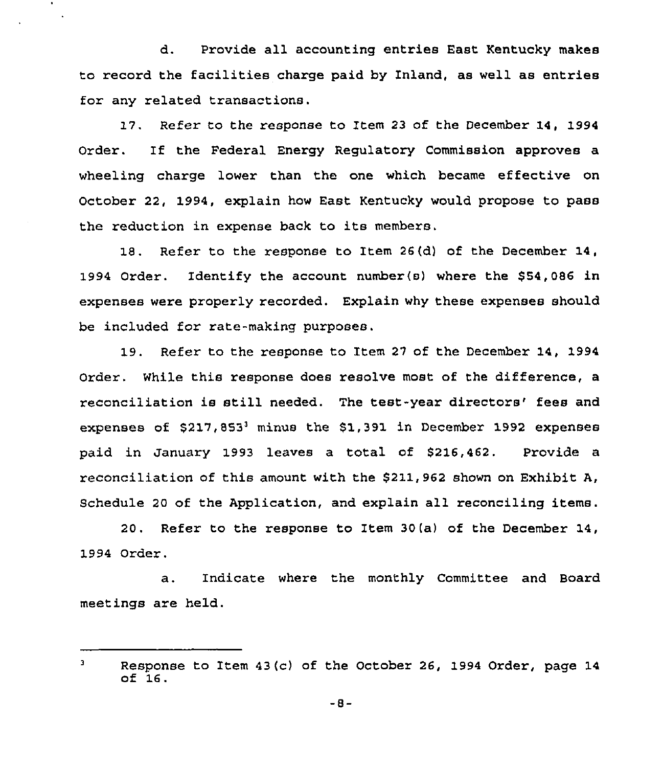d. Provide all accounting entries East Kentucky makes to record the facilities charge paid by Inland, as well as entries for any related transactions.

17. Refer to the response to Item 23 of the December 14, 1994 Order. If the Federal Energy Regulatory Commission approves a wheeling charge lower than the one which became effective on October 22, 1994, explain how East Kentucky would propose to pass the reduction in expense back to its members.

18. Refer to the response to Item 26(d) of the December 14, 1994 Order. Identify the account number(s) where the $54,086 in expenses were properly recorded. Explain why these expenses should be included for rate-making purposes.

19. Refer to the response to Item 27 of the December 14, 1994 Order. While this response does resolve most of the difference, a reconciliation is still needed. The test-year directors' fees and expenses of $217,853[3] minus the $1,391 in December 1992 expenses paid in January 1993 leaves a total of $216,462. Provide a reconciliation of this amount with the $211,962 shown on Exhibit A, Schedule 20 of the Application, and explain all reconciling items.

20. Refer to the response to Item 30(a) of the December 14, 1994 Order.

a. Indicate where the monthly Committee and Board meetings are held.

---

[3] Response to Item 43(c) of the October 26, 1994 Order, page 14 of 16.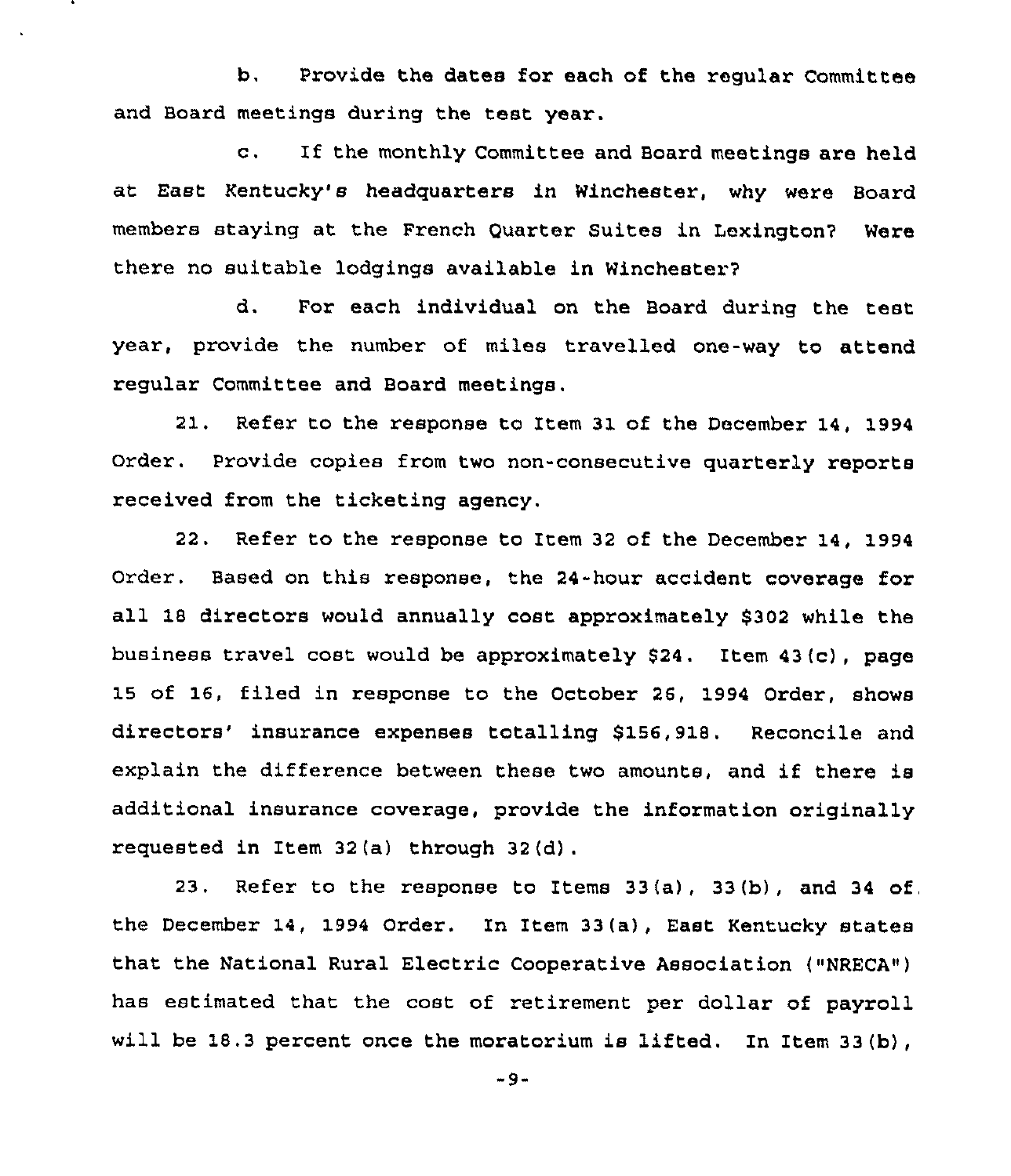b. Provide the dates for each of the regular Committee and Board meetings during the test year.

c. If the monthly Committee and Board meetings are held at East Kentucky's headquarters in Winchester, why were Board members staying at the French Quarter Suites in Lexington? Were there no suitable lodgings available in Winchester?

d. For each individual on the Board during the test year, provide the number of miles travelled one-way to attend regular Committee and Board meetings.

21. Refer to the response to Item 31 of the December 14, 1994 Order. Provide copies from two non-consecutive quarterly reports received from the ticketing agency.

22. Refer to the response to Item 32 of the December 14, 1994 Order. Based on this response, the 24-hour accident coverage for all 18 directors would annually cost approximately $302 while the business travel cost would be approximately $24. Item 43(c), page 15 of 16, filed in response to the October 26, 1994 Order, shows directors' insurance expenses totalling $156,918. Reconcile and explain the difference between these two amounts, and if there is additional insurance coverage, provide the information originally requested in Item 32(a) through 32(d).

23. Refer to the response to Items 33(a), 33(b), and 34 of the December 14, 1994 Order. In Item 33(a), East Kentucky states that the National Rural Electric Cooperative Association ("NRECA") has estimated that the cost of retirement per dollar of payroll will be 18.3 percent once the moratorium is lifted. In Item 33(b),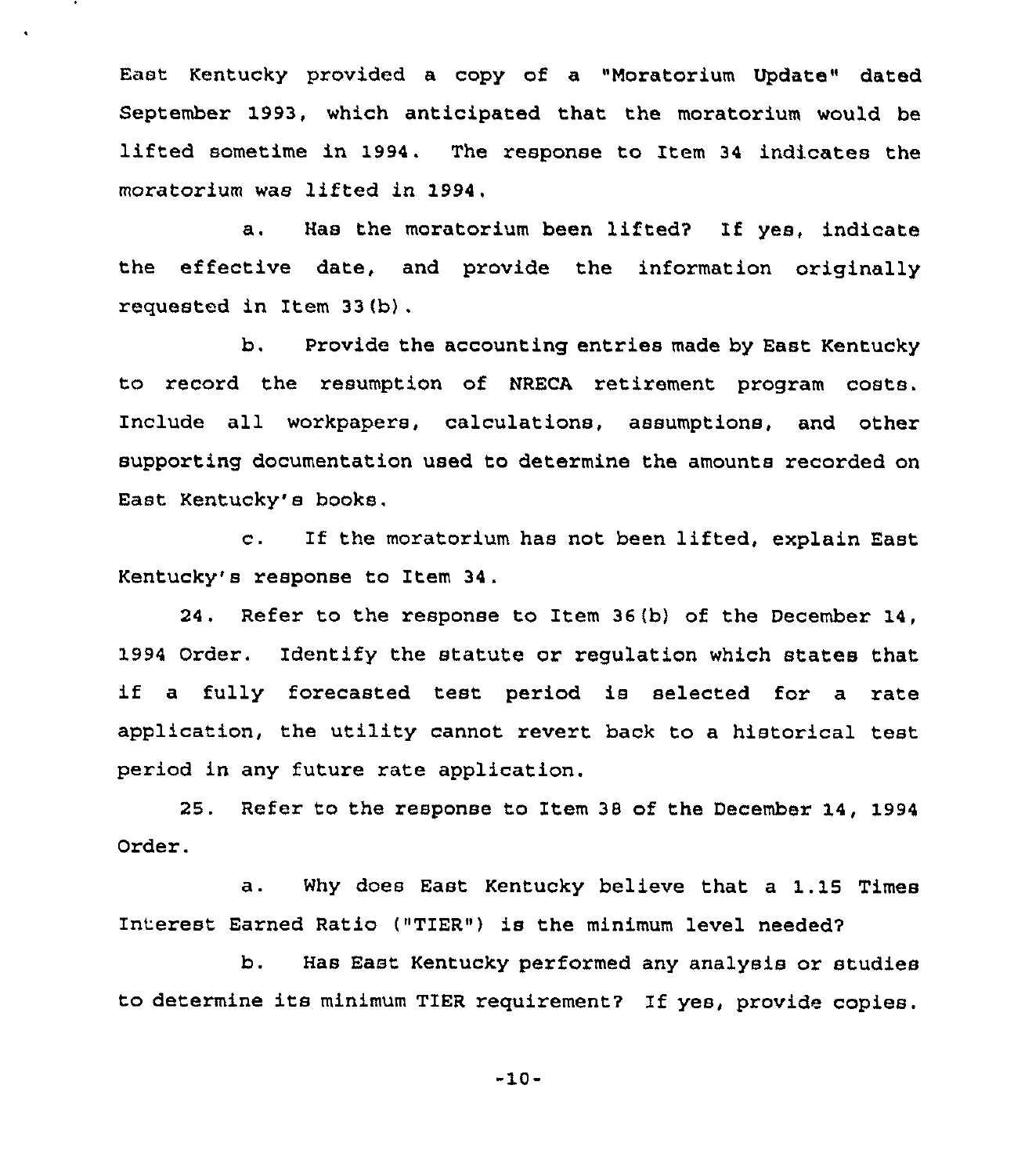East Kentucky provided a copy of a "Moratorium Update" dated September 1993, which anticipated that the moratorium would be lifted sometime in 1994. The response to Item 34 indicates the moratorium was lifted in 1994.

a. Has the moratorium been lifted? If yes, indicate the effective date, and provide the information originally requested in Item 33(b).

b. Provide the accounting entries made by East Kentucky to record the resumption of NRECA retirement program costs. Include all workpapers, calculations, assumptions, and other supporting documentation used to determine the amounts recorded on East Kentucky's books.

c. If the moratorium has not been lifted, explain East Kentucky's response to Item 34.

24. Refer to the response to Item 36(b) of the December 14, 1994 Order. Identify the statute or regulation which states that if a fully forecasted test period is selected for a rate application, the utility cannot revert back to a historical test period in any future rate application.

25. Refer to the response to Item 38 of the December 14, 1994 Order.

a. Why does East Kentucky believe that a 1.15 Times Interest Earned Ratio ("TIER") is the minimum level needed?

b. Has East Kentucky performed any analysis or studies to determine its minimum TIER requirement? If yes, provide copies.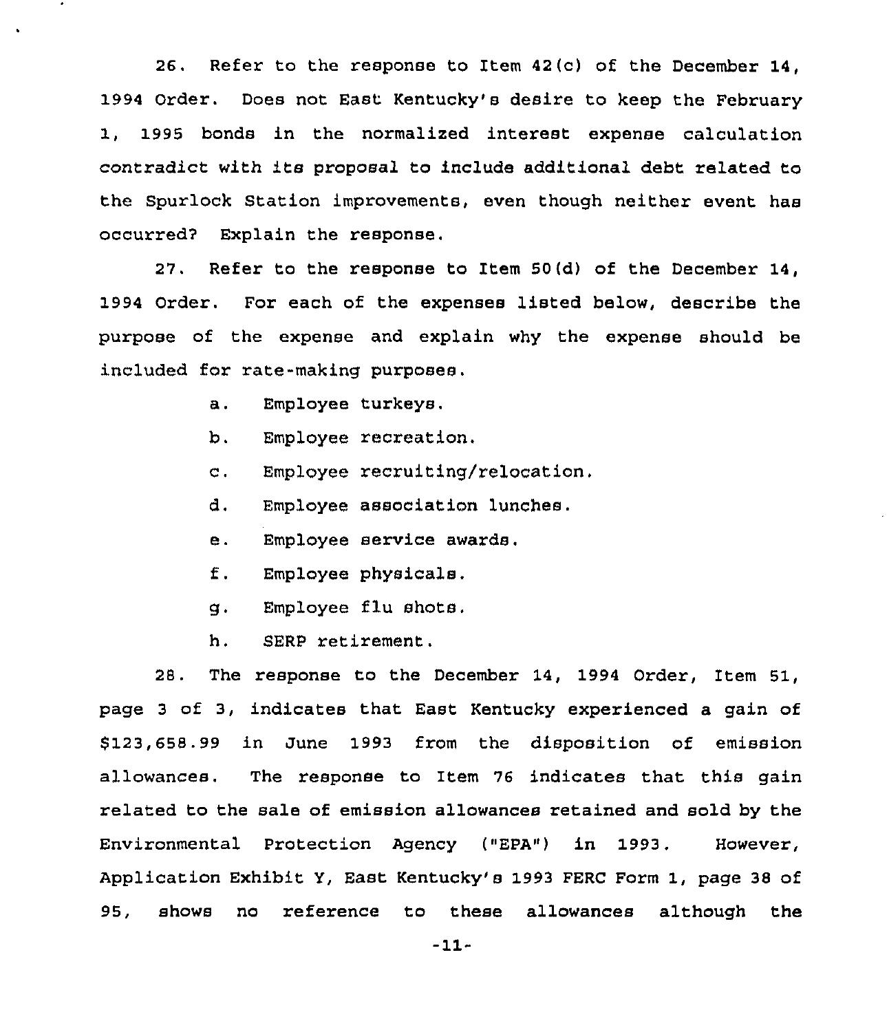26. Refer to the response to Item 42(c) of the December 14, 1994 Order. Does not East Kentucky's desire to keep the February 1, 1995 bonds in the normalized interest expense calculation contradict with its proposal to include additional debt related to the Spurlock Station improvements, even though neither event has occurred? Explain the response.

27. Refer to the response to Item 50(d) of the December 14, 1994 Order. For each of the expenses listed below, describe the purpose of the expense and explain why the expense should be included for rate-making purposes.

a. Employee turkeys.

b. Employee recreation.

c. Employee recruiting/relocation.

d. Employee association lunches.

e. Employee service awards.

f. Employee physicals.

g. Employee flu shots.

h. SERP retirement.

28. The response to the December 14, 1994 Order, Item 51, page 3 of 3, indicates that East Kentucky experienced a gain of $123,658.99 in June 1993 from the disposition of emission allowances. The response to Item 76 indicates that this gain related to the sale of emission allowances retained and sold by the Environmental Protection Agency ("EPA") in 1993. However, Application Exhibit Y, East Kentucky's 1993 FERC Form 1, page 38 of 95, shows no reference to these allowances although the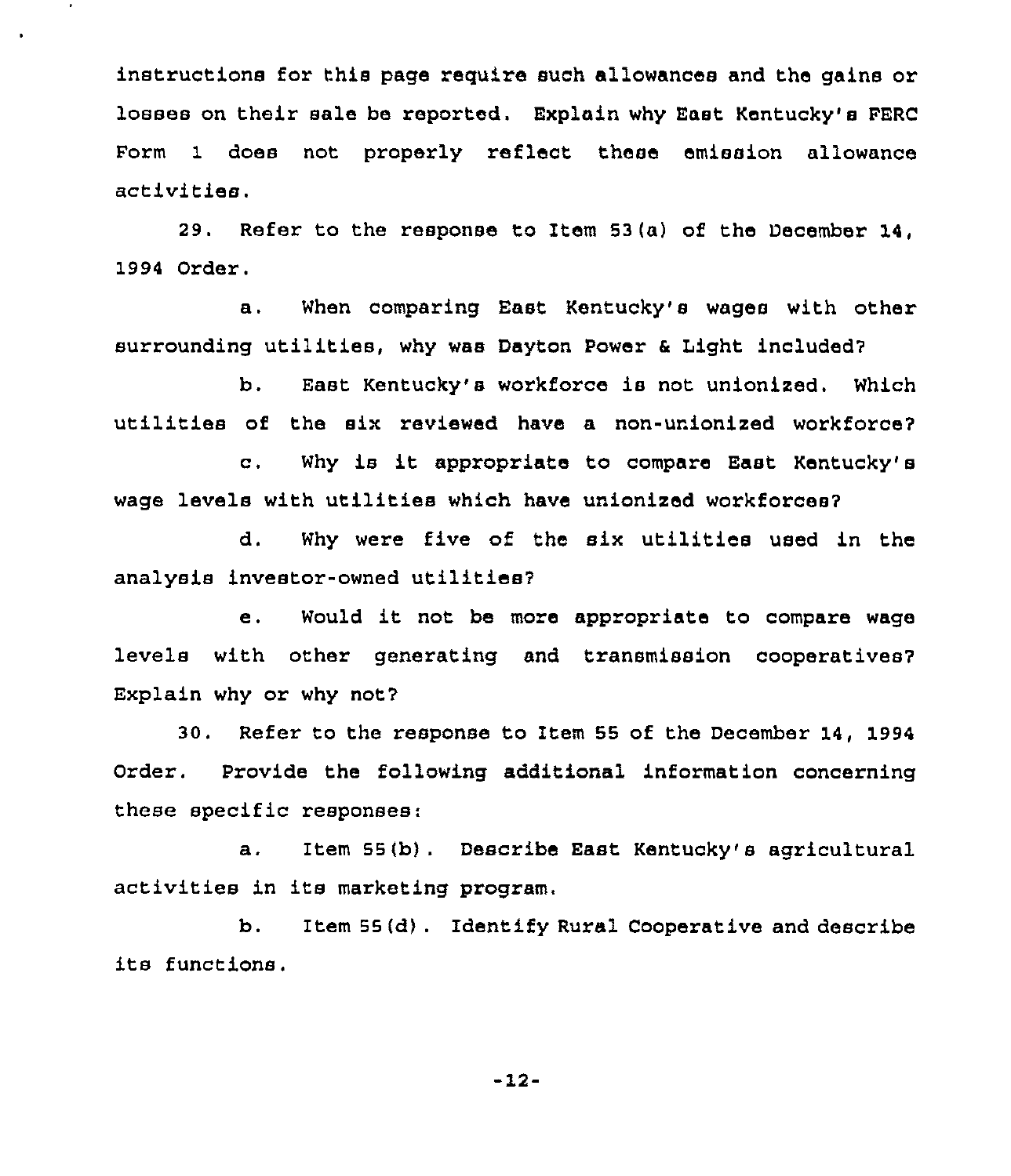instructions for this page require such allowances and the gains or losses on their sale be reported. Explain why East Kentucky's FERC Form 1 does not properly reflect these emission allowance activities.

29. Refer to the response to Item 53(a) of the December 14, 1994 Order.

a. When comparing East Kentucky's wages with other surrounding utilities, why was Dayton Power & Light included?

b. East Kentucky's workforce is not unionized. Which utilities of the six reviewed have a non-unionized workforce?

c. Why is it appropriate to compare East Kentucky's wage levels with utilities which have unionized workforces?

d. Why were five of the six utilities used in the analysis investor-owned utilities?

e. Would it not be more appropriate to compare wage levels with other generating and transmission cooperatives? Explain why or why not?

30. Refer to the response to Item 55 of the December 14, 1994 Order. Provide the following additional information concerning these specific responses:

a. Item 55(b). Describe East Kentucky's agricultural activities in its marketing program.

b. Item 55(d). Identify Rural Cooperative and describe its functions.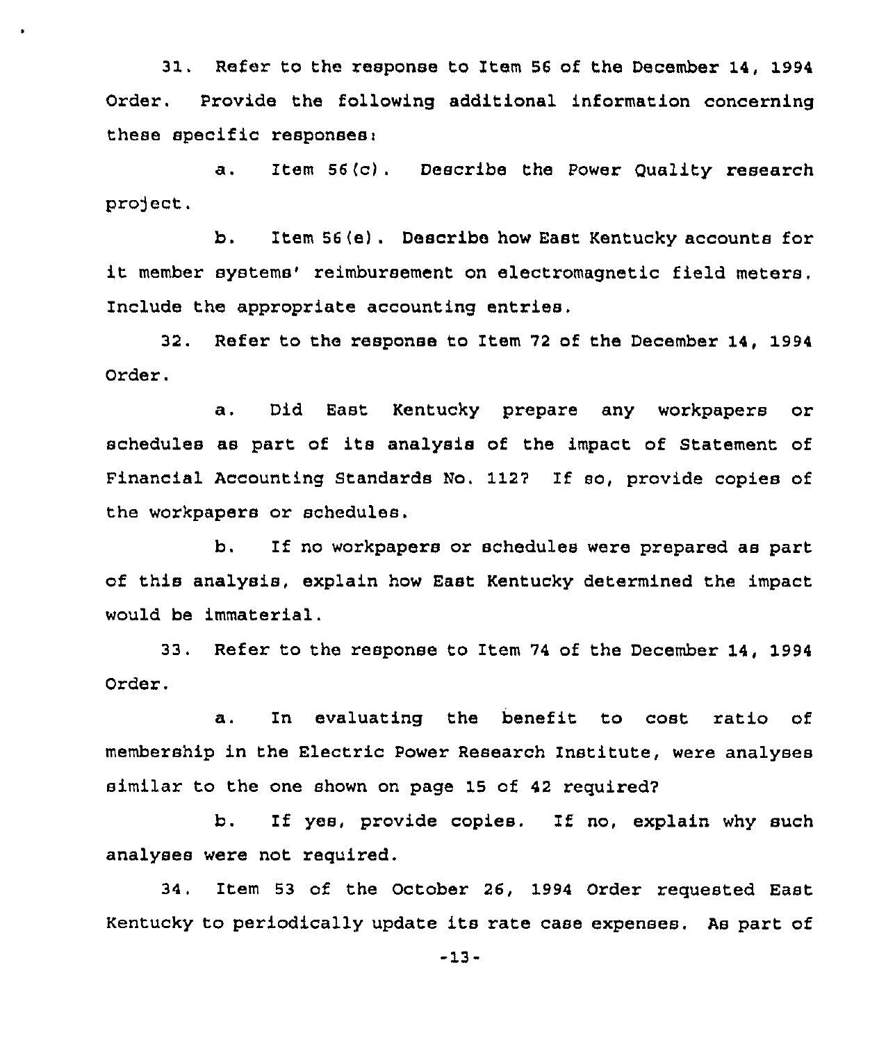31. Refer to the response to Item 56 of the December 14, 1994 Order. Provide the following additional information concerning these specific responses:

a. Item 56(c). Describe the Power Quality research project.

b. Item 56(e). Describe how East Kentucky accounts for it member systems' reimbursement on electromagnetic field meters. Include the appropriate accounting entries.

32. Refer to the response to Item 72 of the December 14, 1994 Order.

a. Did East Kentucky prepare any workpapers or schedules as part of its analysis of the impact of Statement of Financial Accounting Standards No. 112? If so, provide copies of the workpapers or schedules.

b. If no workpapers or schedules were prepared as part of this analysis, explain how East Kentucky determined the impact would be immaterial.

33. Refer to the response to Item 74 of the December 14, 1994 Order.

a. In evaluating the benefit to cost ratio of membership in the Electric Power Research Institute, were analyses similar to the one shown on page 15 of 42 required?

b. If yes, provide copies. If no, explain why such analyses were not required.

34. Item 53 of the October 26, 1994 Order requested East Kentucky to periodically update its rate case expenses. As part of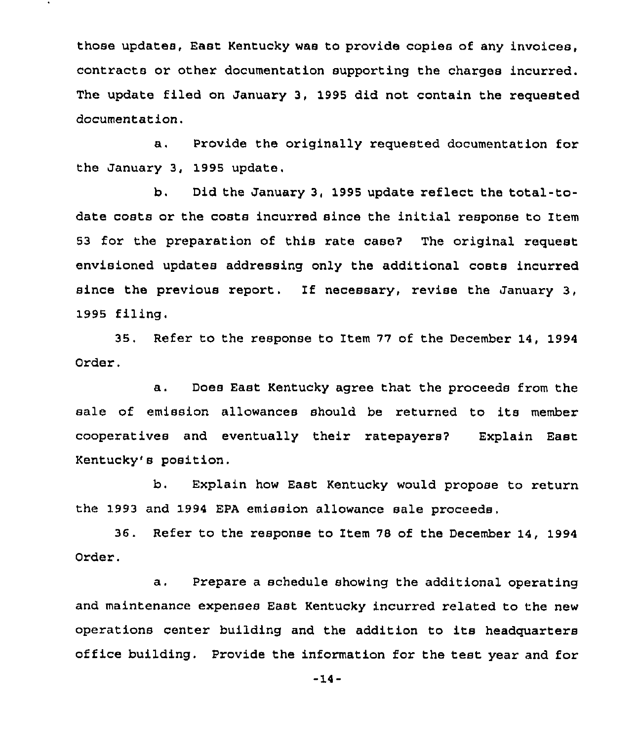those updates, East Kentucky was to provide copies of any invoices, contracts or other documentation supporting the charges incurred. The update filed on January 3, 1995 did not contain the requested documentation.

a. Provide the originally requested documentation for the January 3, 1995 update.

b. Did the January 3, 1995 update reflect the total-to-date costs or the costs incurred since the initial response to Item 53 for the preparation of this rate case? The original request envisioned updates addressing only the additional costs incurred since the previous report. If necessary, revise the January 3, 1995 filing.

35. Refer to the response to Item 77 of the December 14, 1994 Order.

a. Does East Kentucky agree that the proceeds from the sale of emission allowances should be returned to its member cooperatives and eventually their ratepayers? Explain East Kentucky's position.

b. Explain how East Kentucky would propose to return the 1993 and 1994 EPA emission allowance sale proceeds.

36. Refer to the response to Item 78 of the December 14, 1994 Order.

a. Prepare a schedule showing the additional operating and maintenance expenses East Kentucky incurred related to the new operations center building and the addition to its headquarters office building. Provide the information for the test year and for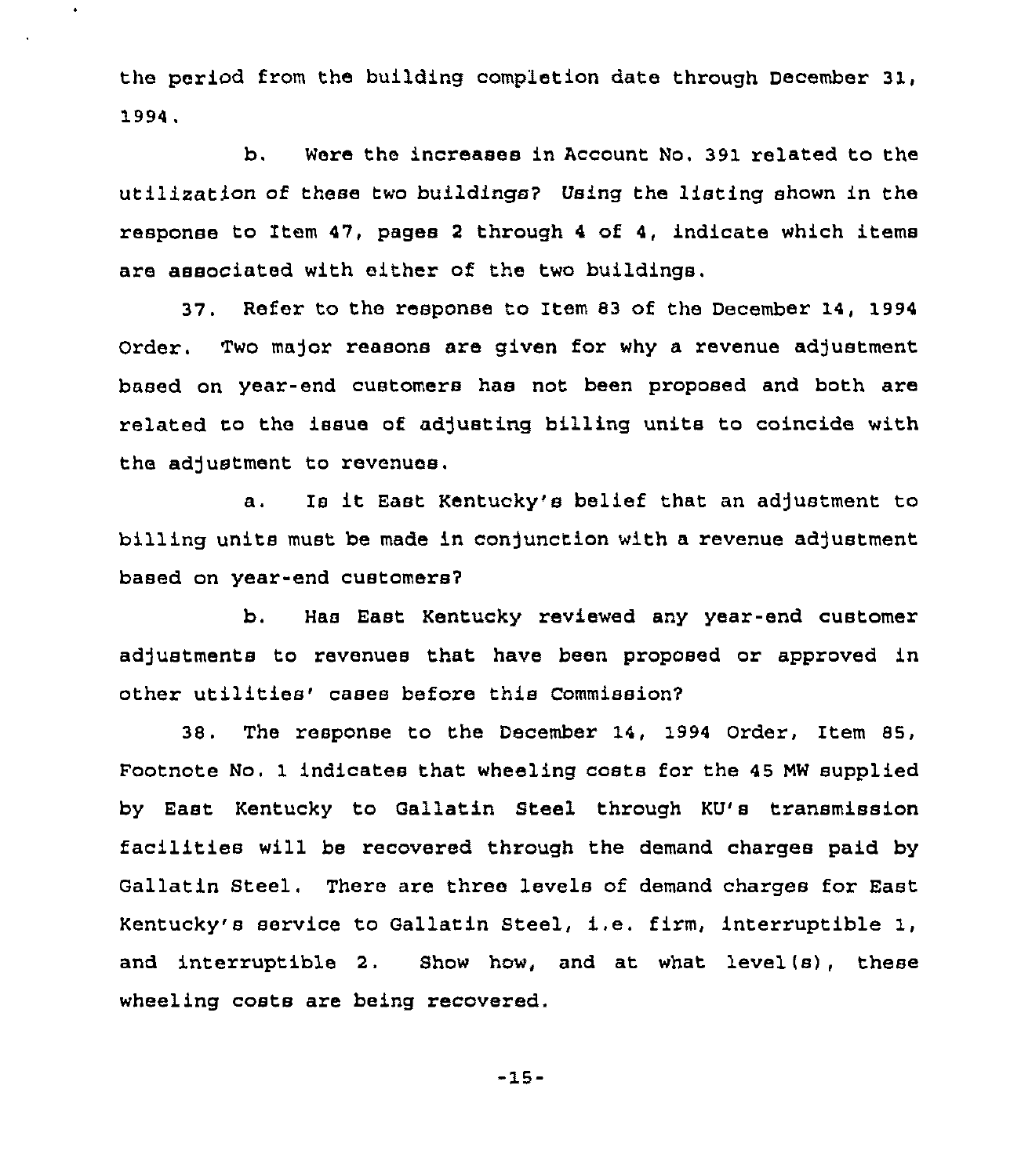the period from the building completion date through December 31, 1994.

b. Were the increases in Account No. 391 related to the utilization of these two buildings? Using the listing shown in the response to Item 47, pages 2 through 4 of 4, indicate which items are associated with either of the two buildings.

37. Refer to the response to Item 83 of the December 14, 1994 Order. Two major reasons are given for why a revenue adjustment based on year-end customers has not been proposed and both are related to the issue of adjusting billing units to coincide with the adjustment to revenues.

a. Is it East Kentucky's belief that an adjustment to billing units must be made in conjunction with a revenue adjustment based on year-end customers?

b. Has East Kentucky reviewed any year-end customer adjustments to revenues that have been proposed or approved in other utilities' cases before this Commission?

38. The response to the December 14, 1994 Order, Item 85, Footnote No. 1 indicates that wheeling costs for the 45 MW supplied by East Kentucky to Gallatin Steel through KU's transmission facilities will be recovered through the demand charges paid by Gallatin Steel. There are three levels of demand charges for East Kentucky's service to Gallatin Steel, i.e. firm, interruptible 1, and interruptible 2. Show how, and at what level(s), these wheeling costs are being recovered.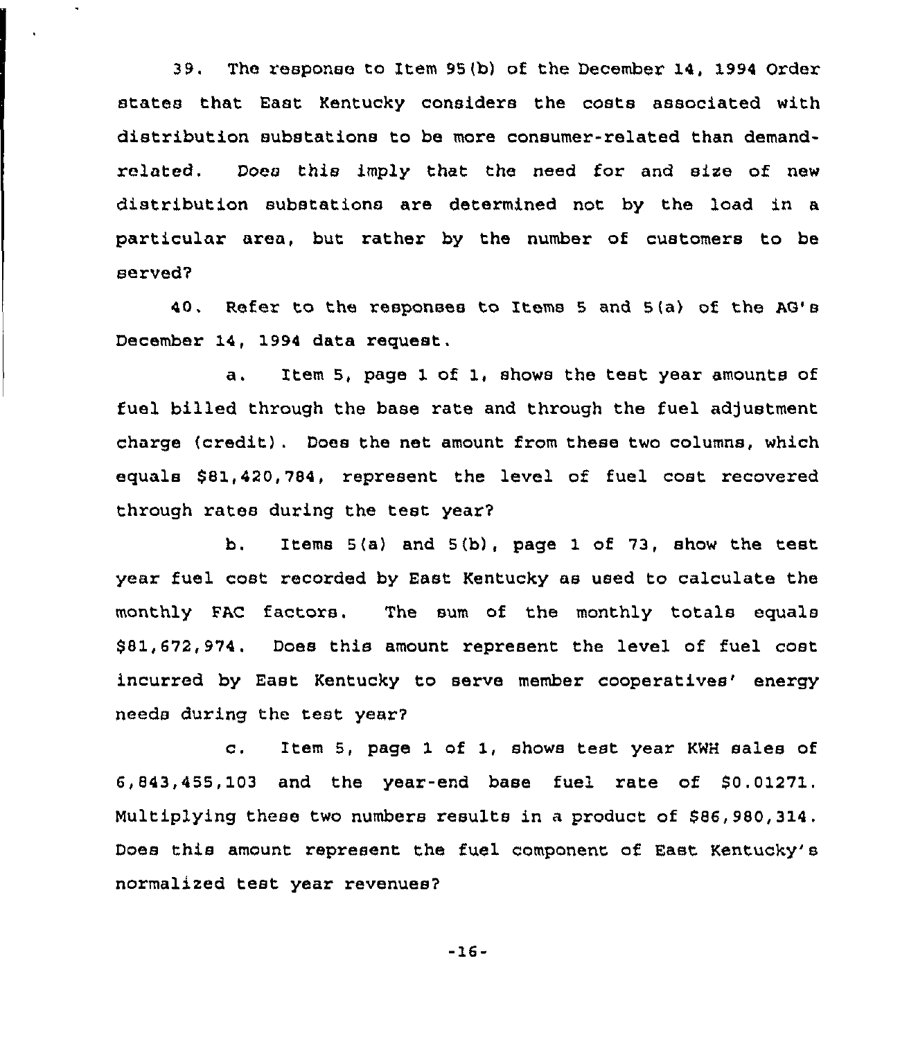39. The response to Item 95(b) of the December 14, 1994 Order states that East Kentucky considers the costs associated with distribution substations to be more consumer-related than demand-related. Does this imply that the need for and size of new distribution substations are determined not by the load in a particular area, but rather by the number of customers to be served?

40. Refer to the responses to Items 5 and 5(a) of the AG's December 14, 1994 data request.

a. Item 5, page 1 of 1, shows the test year amounts of fuel billed through the base rate and through the fuel adjustment charge (credit). Does the net amount from these two columns, which equals $81,420,784, represent the level of fuel cost recovered through rates during the test year?

b. Items 5(a) and 5(b), page 1 of 73, show the test year fuel cost recorded by East Kentucky as used to calculate the monthly FAC factors. The sum of the monthly totals equals $81,672,974. Does this amount represent the level of fuel cost incurred by East Kentucky to serve member cooperatives' energy needs during the test year?

c. Item 5, page 1 of 1, shows test year KWH sales of 6,843,455,103 and the year-end base fuel rate of $0.01271. Multiplying these two numbers results in a product of $86,980,314. Does this amount represent the fuel component of East Kentucky's normalized test year revenues?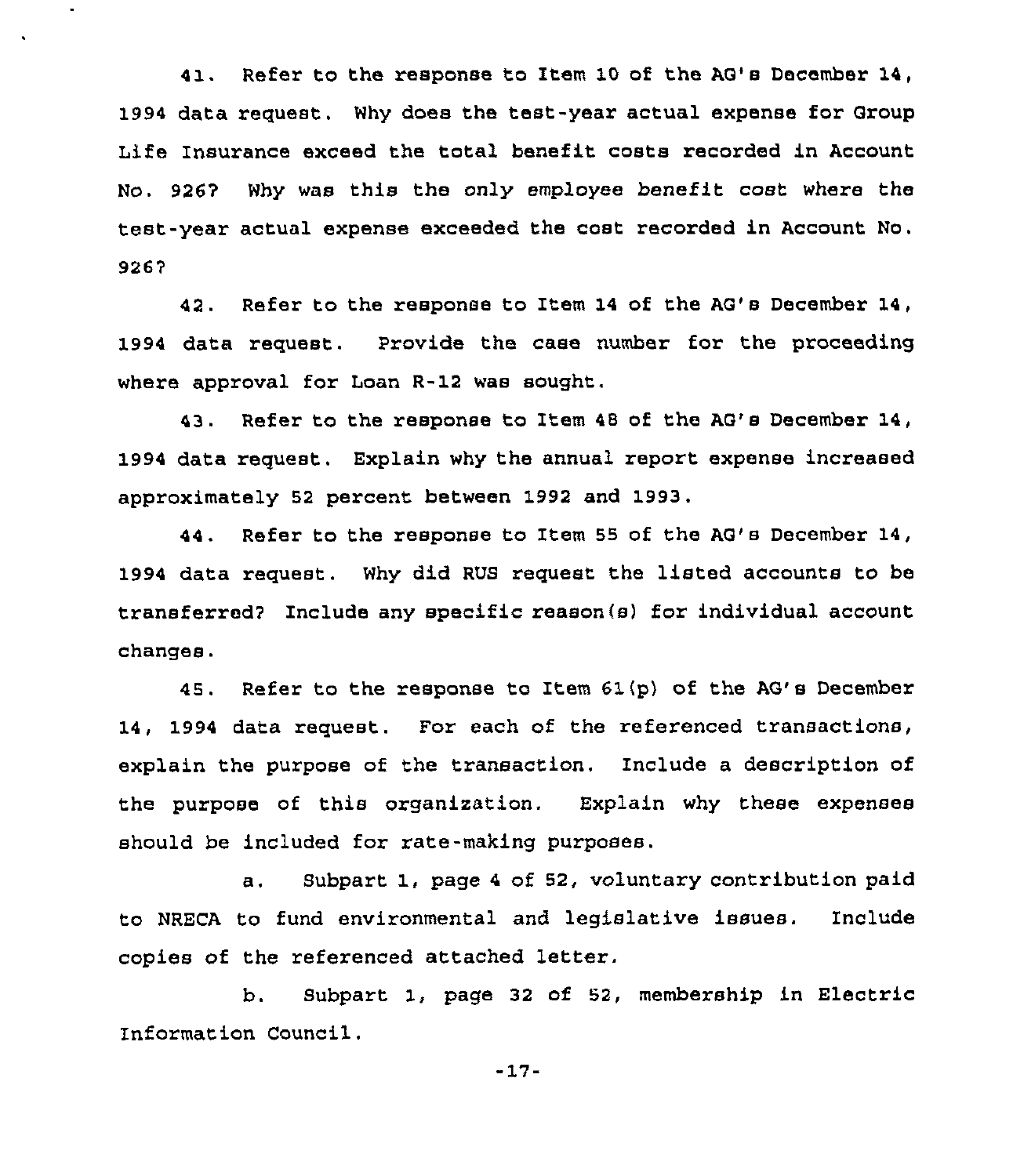41. Refer to the response to Item 10 of the AG's December 14, 1994 data request. Why does the test-year actual expense for Group Life Insurance exceed the total benefit costs recorded in Account No. 926? Why was this the only employee benefit cost where the test-year actual expense exceeded the cost recorded in Account No. 926?

42. Refer to the response to Item 14 of the AG's December 14, 1994 data request. Provide the case number for the proceeding where approval for Loan R-12 was sought.

43. Refer to the response to Item 48 of the AG's December 14, 1994 data request. Explain why the annual report expense increased approximately 52 percent between 1992 and 1993.

44. Refer to the response to Item 55 of the AG's December 14, 1994 data request. Why did RUS request the listed accounts to be transferred? Include any specific reason(s) for individual account changes.

45. Refer to the response to Item 61(p) of the AG's December 14, 1994 data request. For each of the referenced transactions, explain the purpose of the transaction. Include a description of the purpose of this organization. Explain why these expenses should be included for rate-making purposes.

a. Subpart 1, page 4 of 52, voluntary contribution paid to NRECA to fund environmental and legislative issues. Include copies of the referenced attached letter.

b. Subpart 1, page 32 of 52, membership in Electric Information Council.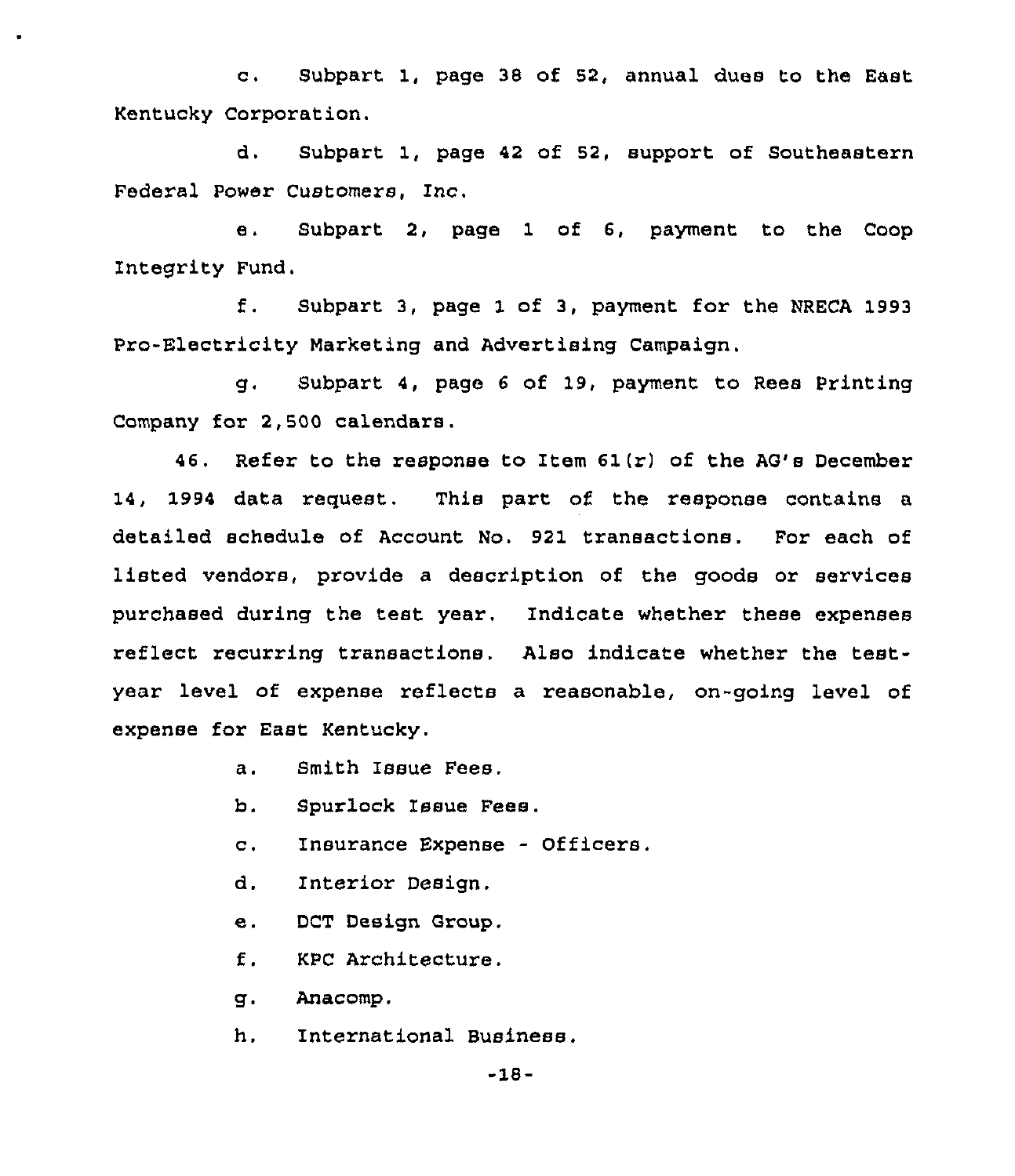c. Subpart 1, page 38 of 52, annual dues to the East Kentucky Corporation.

d. Subpart 1, page 42 of 52, support of Southeastern Federal Power Customers, Inc.

e. Subpart 2, page 1 of 6, payment to the Coop Integrity Fund.

f. Subpart 3, page 1 of 3, payment for the NRECA 1993 Pro-Electricity Marketing and Advertising Campaign.

g. Subpart 4, page 6 of 19, payment to Rees Printing Company for 2,500 calendars.

46. Refer to the response to Item 61(r) of the AG's December 14, 1994 data request. This part of the response contains a detailed schedule of Account No. 921 transactions. For each of listed vendors, provide a description of the goods or services purchased during the test year. Indicate whether these expenses reflect recurring transactions. Also indicate whether the test-year level of expense reflects a reasonable, on-going level of expense for East Kentucky.

a. Smith Issue Fees.

b. Spurlock Issue Fees.

c. Insurance Expense - Officers.

d. Interior Design.

e. DCT Design Group.

f. KPC Architecture.

g. Anacomp.

h. International Business.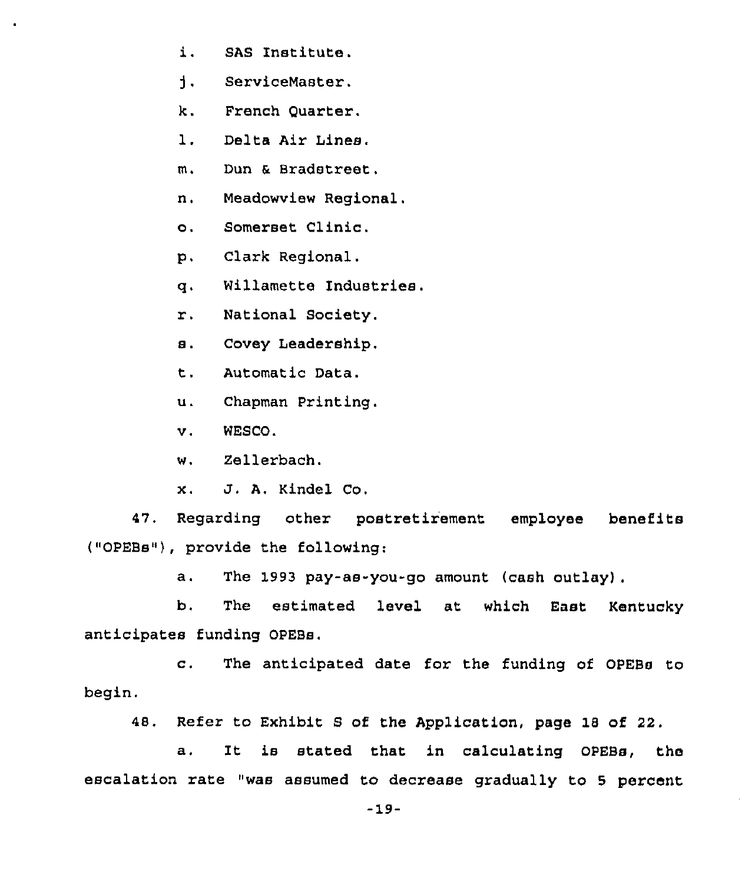i. SAS Institute.

j. ServiceMaster.

k. French Quarter.

l. Delta Air Lines.

m. Dun & Bradstreet.

n. Meadowview Regional.

o. Somerset Clinic.

p. Clark Regional.

q. Willamette Industries.

r. National Society.

s. Covey Leadership.

t. Automatic Data.

u. Chapman Printing.

v. WESCO.

w. Zellerbach.

x. J. A. Kindel Co.

47. Regarding other postretirement employee benefits ("OPEBs"), provide the following:

a. The 1993 pay-as-you-go amount (cash outlay).

b. The estimated level at which East Kentucky anticipates funding OPEBs.

c. The anticipated date for the funding of OPEBs to begin.

48. Refer to Exhibit S of the Application, page 18 of 22.

a. It is stated that in calculating OPEBs, the escalation rate "was assumed to decrease gradually to 5 percent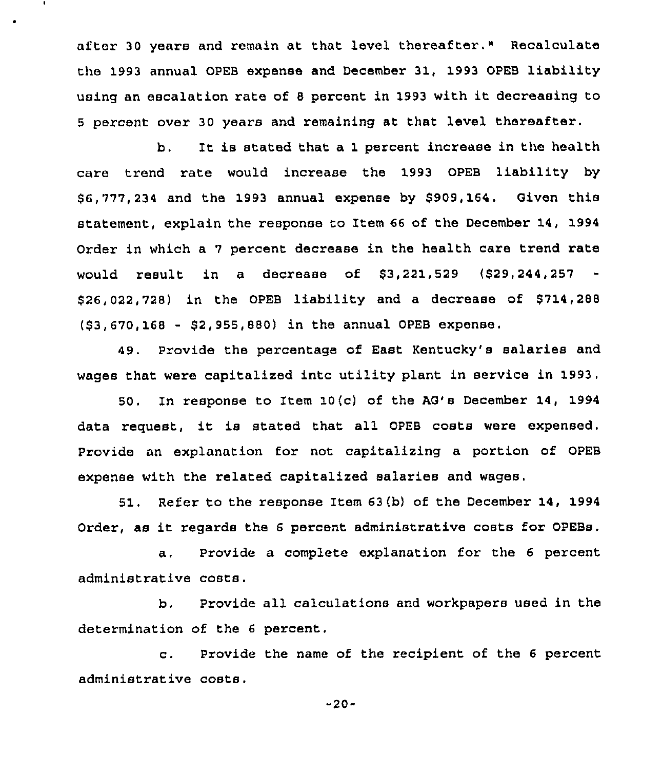after 30 years and remain at that level thereafter." Recalculate the 1993 annual OPEB expense and December 31, 1993 OPEB liability using an escalation rate of 8 percent in 1993 with it decreasing to 5 percent over 30 years and remaining at that level thereafter.

b. It is stated that a 1 percent increase in the health care trend rate would increase the 1993 OPEB liability by $6,777,234 and the 1993 annual expense by $909,164. Given this statement, explain the response to Item 66 of the December 14, 1994 Order in which a 7 percent decrease in the health care trend rate would result in a decrease of $3,221,529 ($29,244,257 - $26,022,728) in the OPEB liability and a decrease of $714,288 ($3,670,168 - $2,955,880) in the annual OPEB expense.

49. Provide the percentage of East Kentucky's salaries and wages that were capitalized into utility plant in service in 1993.

50. In response to Item 10(c) of the AG's December 14, 1994 data request, it is stated that all OPEB costs were expensed. Provide an explanation for not capitalizing a portion of OPEB expense with the related capitalized salaries and wages.

51. Refer to the response Item 63(b) of the December 14, 1994 Order, as it regards the 6 percent administrative costs for OPEBs.

a. Provide a complete explanation for the 6 percent administrative costs.

b. Provide all calculations and workpapers used in the determination of the 6 percent.

c. Provide the name of the recipient of the 6 percent administrative costs.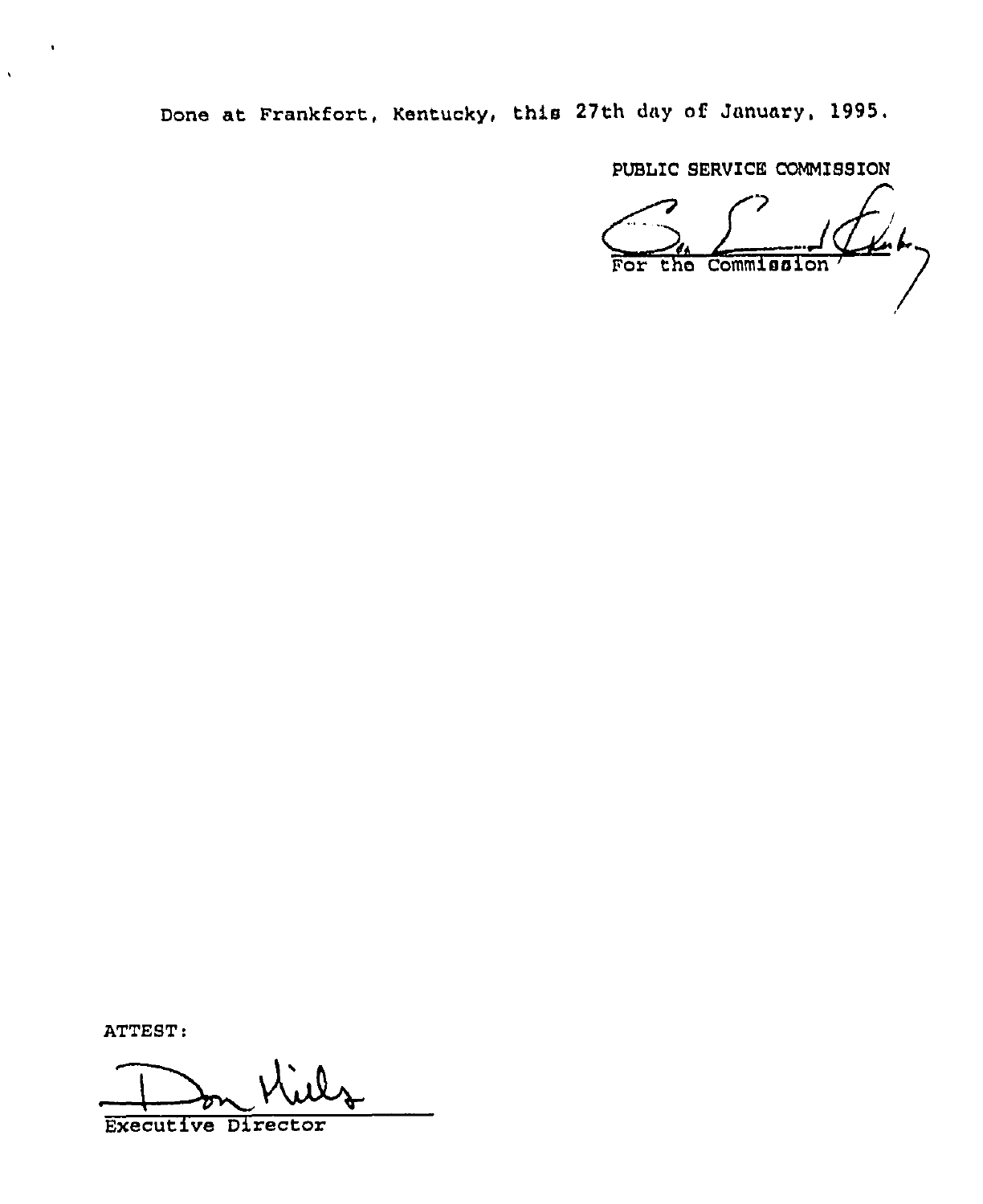Done at Frankfort, Kentucky, this 27th day of January, 1995.

PUBLIC SERVICE COMMISSION

For the Commission

ATTEST:

Executive Director